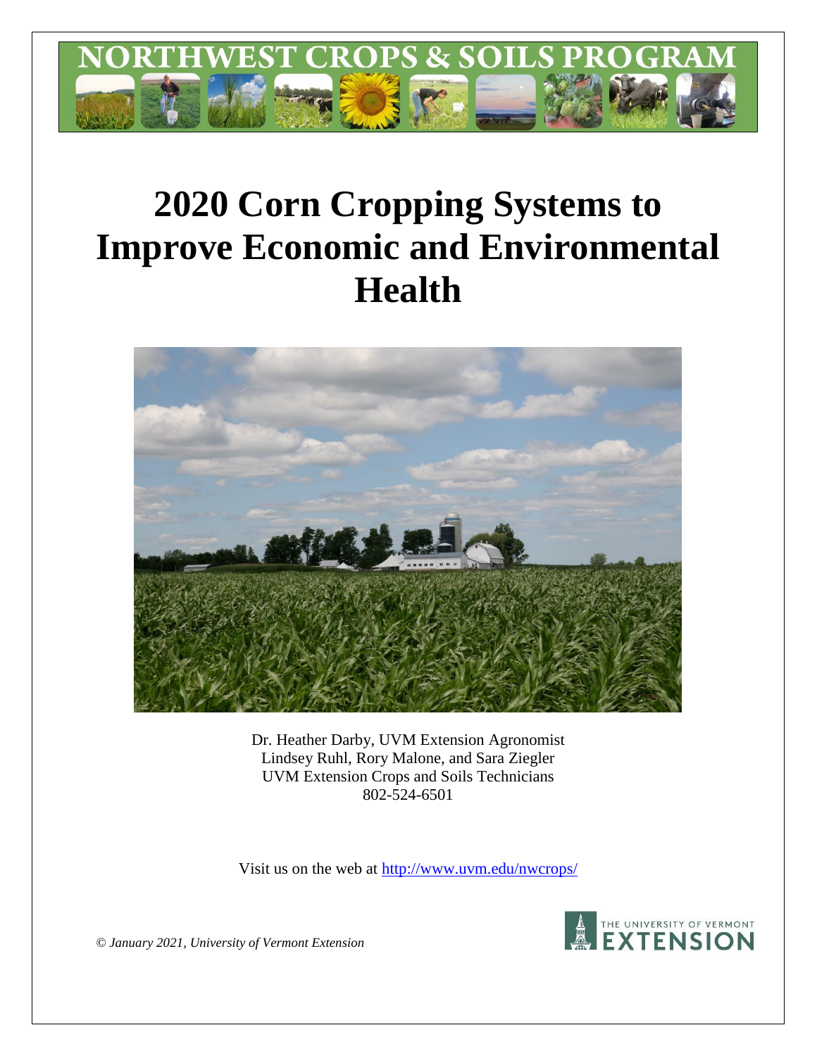# NORTHWEST CROPS & SOILS PROGRAM

# 2020 Corn Cropping Systems to Improve Economic and Environmental Health

Dr. Heather Darby, UVM Extension Agronomist
Lindsey Ruhl, Rory Malone, and Sara Ziegler
UVM Extension Crops and Soils Technicians
802-524-6501

Visit us on the web at http://www.uvm.edu/nwcrops/

*© January 2021, University of Vermont Extension*

THE UNIVERSITY OF VERMONT EXTENSION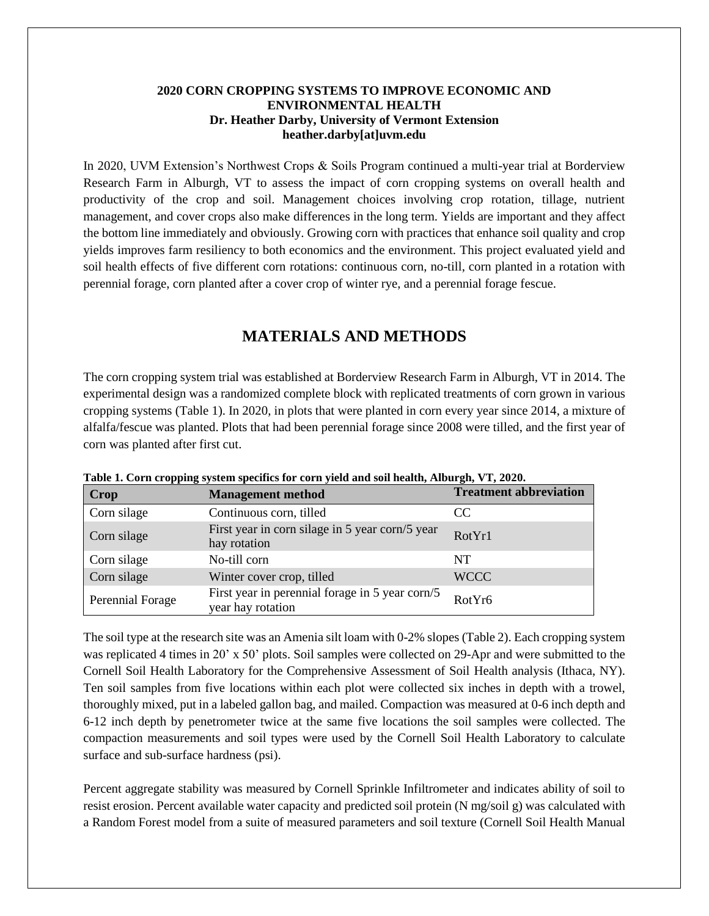**2020 CORN CROPPING SYSTEMS TO IMPROVE ECONOMIC AND ENVIRONMENTAL HEALTH**
**Dr. Heather Darby, University of Vermont Extension**
**heather.darby[at]uvm.edu**

In 2020, UVM Extension's Northwest Crops & Soils Program continued a multi-year trial at Borderview Research Farm in Alburgh, VT to assess the impact of corn cropping systems on overall health and productivity of the crop and soil. Management choices involving crop rotation, tillage, nutrient management, and cover crops also make differences in the long term. Yields are important and they affect the bottom line immediately and obviously. Growing corn with practices that enhance soil quality and crop yields improves farm resiliency to both economics and the environment. This project evaluated yield and soil health effects of five different corn rotations: continuous corn, no-till, corn planted in a rotation with perennial forage, corn planted after a cover crop of winter rye, and a perennial forage fescue.

# MATERIALS AND METHODS

The corn cropping system trial was established at Borderview Research Farm in Alburgh, VT in 2014. The experimental design was a randomized complete block with replicated treatments of corn grown in various cropping systems (Table 1). In 2020, in plots that were planted in corn every year since 2014, a mixture of alfalfa/fescue was planted. Plots that had been perennial forage since 2008 were tilled, and the first year of corn was planted after first cut.

**Table 1. Corn cropping system specifics for corn yield and soil health, Alburgh, VT, 2020.**

| Crop | Management method | Treatment abbreviation |
|---|---|---|
| Corn silage | Continuous corn, tilled | CC |
| Corn silage | First year in corn silage in 5 year corn/5 year hay rotation | RotYr1 |
| Corn silage | No-till corn | NT |
| Corn silage | Winter cover crop, tilled | WCCC |
| Perennial Forage | First year in perennial forage in 5 year corn/5 year hay rotation | RotYr6 |

The soil type at the research site was an Amenia silt loam with 0-2% slopes (Table 2). Each cropping system was replicated 4 times in 20' x 50' plots. Soil samples were collected on 29-Apr and were submitted to the Cornell Soil Health Laboratory for the Comprehensive Assessment of Soil Health analysis (Ithaca, NY). Ten soil samples from five locations within each plot were collected six inches in depth with a trowel, thoroughly mixed, put in a labeled gallon bag, and mailed. Compaction was measured at 0-6 inch depth and 6-12 inch depth by penetrometer twice at the same five locations the soil samples were collected. The compaction measurements and soil types were used by the Cornell Soil Health Laboratory to calculate surface and sub-surface hardness (psi).

Percent aggregate stability was measured by Cornell Sprinkle Infiltrometer and indicates ability of soil to resist erosion. Percent available water capacity and predicted soil protein (N mg/soil g) was calculated with a Random Forest model from a suite of measured parameters and soil texture (Cornell Soil Health Manual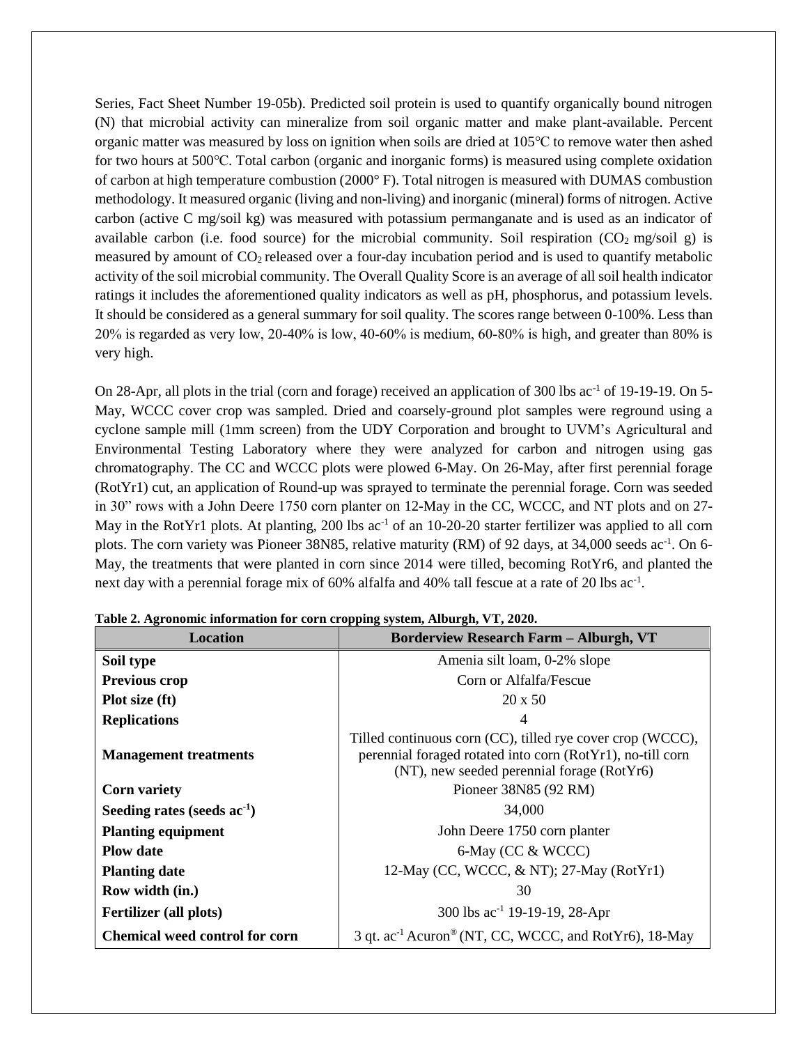Series, Fact Sheet Number 19-05b). Predicted soil protein is used to quantify organically bound nitrogen (N) that microbial activity can mineralize from soil organic matter and make plant-available. Percent organic matter was measured by loss on ignition when soils are dried at 105℃ to remove water then ashed for two hours at 500℃. Total carbon (organic and inorganic forms) is measured using complete oxidation of carbon at high temperature combustion (2000° F). Total nitrogen is measured with DUMAS combustion methodology. It measured organic (living and non-living) and inorganic (mineral) forms of nitrogen. Active carbon (active C mg/soil kg) was measured with potassium permanganate and is used as an indicator of available carbon (i.e. food source) for the microbial community. Soil respiration ($CO_2$ mg/soil g) is measured by amount of $CO_2$ released over a four-day incubation period and is used to quantify metabolic activity of the soil microbial community. The Overall Quality Score is an average of all soil health indicator ratings it includes the aforementioned quality indicators as well as pH, phosphorus, and potassium levels. It should be considered as a general summary for soil quality. The scores range between 0-100%. Less than 20% is regarded as very low, 20-40% is low, 40-60% is medium, 60-80% is high, and greater than 80% is very high.

On 28-Apr, all plots in the trial (corn and forage) received an application of 300 lbs $ac^{-1}$ of 19-19-19. On 5-May, WCCC cover crop was sampled. Dried and coarsely-ground plot samples were reground using a cyclone sample mill (1mm screen) from the UDY Corporation and brought to UVM's Agricultural and Environmental Testing Laboratory where they were analyzed for carbon and nitrogen using gas chromatography. The CC and WCCC plots were plowed 6-May. On 26-May, after first perennial forage (RotYr1) cut, an application of Round-up was sprayed to terminate the perennial forage. Corn was seeded in 30" rows with a John Deere 1750 corn planter on 12-May in the CC, WCCC, and NT plots and on 27-May in the RotYr1 plots. At planting, 200 lbs $ac^{-1}$ of an 10-20-20 starter fertilizer was applied to all corn plots. The corn variety was Pioneer 38N85, relative maturity (RM) of 92 days, at 34,000 seeds $ac^{-1}$. On 6-May, the treatments that were planted in corn since 2014 were tilled, becoming RotYr6, and planted the next day with a perennial forage mix of 60% alfalfa and 40% tall fescue at a rate of 20 lbs $ac^{-1}$.

**Table 2. Agronomic information for corn cropping system, Alburgh, VT, 2020.**

| Location | Borderview Research Farm – Alburgh, VT |
|---|---|
| **Soil type** | Amenia silt loam, 0-2% slope |
| **Previous crop** | Corn or Alfalfa/Fescue |
| **Plot size (ft)** | 20 x 50 |
| **Replications** | 4 |
| **Management treatments** | Tilled continuous corn (CC), tilled rye cover crop (WCCC), perennial foraged rotated into corn (RotYr1), no-till corn (NT), new seeded perennial forage (RotYr6) |
| **Corn variety** | Pioneer 38N85 (92 RM) |
| **Seeding rates (seeds $ac^{-1}$)** | 34,000 |
| **Planting equipment** | John Deere 1750 corn planter |
| **Plow date** | 6-May (CC & WCCC) |
| **Planting date** | 12-May (CC, WCCC, & NT); 27-May (RotYr1) |
| **Row width (in.)** | 30 |
| **Fertilizer (all plots)** | 300 lbs $ac^{-1}$ 19-19-19, 28-Apr |
| **Chemical weed control for corn** | 3 qt. $ac^{-1}$ Acuron® (NT, CC, WCCC, and RotYr6), 18-May |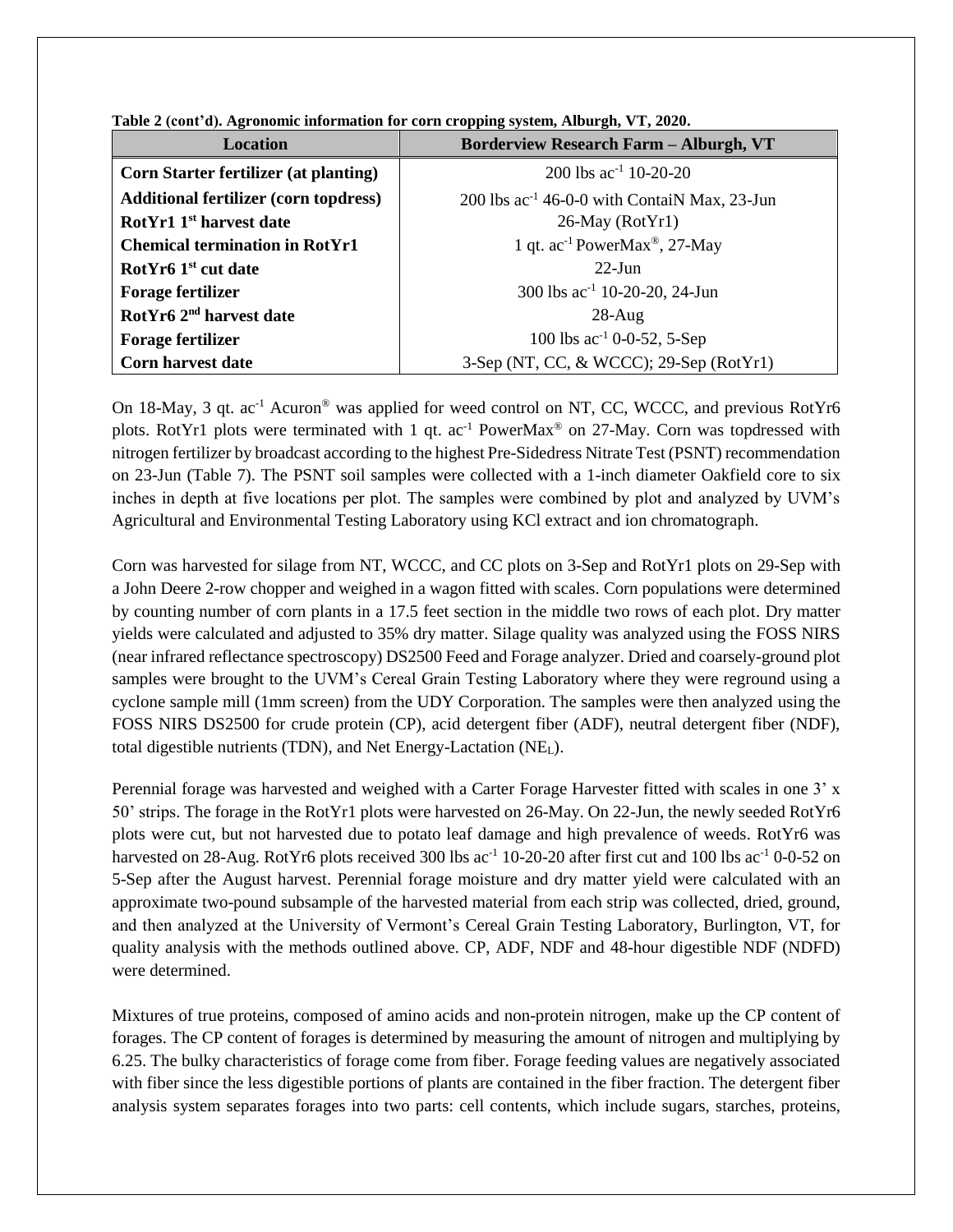**Table 2 (cont'd). Agronomic information for corn cropping system, Alburgh, VT, 2020.**

| Location | Borderview Research Farm – Alburgh, VT |
|---|---|
| **Corn Starter fertilizer (at planting)** | 200 lbs $ac^{-1}$ 10-20-20 |
| **Additional fertilizer (corn topdress)** | 200 lbs $ac^{-1}$ 46-0-0 with ContaiN Max, 23-Jun |
| **RotYr1 1st harvest date** | 26-May (RotYr1) |
| **Chemical termination in RotYr1** | 1 qt. $ac^{-1}$ PowerMax®, 27-May |
| **RotYr6 1st cut date** | 22-Jun |
| **Forage fertilizer** | 300 lbs $ac^{-1}$ 10-20-20, 24-Jun |
| **RotYr6 2nd harvest date** | 28-Aug |
| **Forage fertilizer** | 100 lbs $ac^{-1}$ 0-0-52, 5-Sep |
| **Corn harvest date** | 3-Sep (NT, CC, & WCCC); 29-Sep (RotYr1) |

On 18-May, 3 qt. $ac^{-1}$ Acuron® was applied for weed control on NT, CC, WCCC, and previous RotYr6 plots. RotYr1 plots were terminated with 1 qt. $ac^{-1}$ PowerMax® on 27-May. Corn was topdressed with nitrogen fertilizer by broadcast according to the highest Pre-Sidedress Nitrate Test (PSNT) recommendation on 23-Jun (Table 7). The PSNT soil samples were collected with a 1-inch diameter Oakfield core to six inches in depth at five locations per plot. The samples were combined by plot and analyzed by UVM's Agricultural and Environmental Testing Laboratory using KCl extract and ion chromatograph.

Corn was harvested for silage from NT, WCCC, and CC plots on 3-Sep and RotYr1 plots on 29-Sep with a John Deere 2-row chopper and weighed in a wagon fitted with scales. Corn populations were determined by counting number of corn plants in a 17.5 feet section in the middle two rows of each plot. Dry matter yields were calculated and adjusted to 35% dry matter. Silage quality was analyzed using the FOSS NIRS (near infrared reflectance spectroscopy) DS2500 Feed and Forage analyzer. Dried and coarsely-ground plot samples were brought to the UVM's Cereal Grain Testing Laboratory where they were reground using a cyclone sample mill (1mm screen) from the UDY Corporation. The samples were then analyzed using the FOSS NIRS DS2500 for crude protein (CP), acid detergent fiber (ADF), neutral detergent fiber (NDF), total digestible nutrients (TDN), and Net Energy-Lactation ($NE_L$).

Perennial forage was harvested and weighed with a Carter Forage Harvester fitted with scales in one 3' x 50' strips. The forage in the RotYr1 plots were harvested on 26-May. On 22-Jun, the newly seeded RotYr6 plots were cut, but not harvested due to potato leaf damage and high prevalence of weeds. RotYr6 was harvested on 28-Aug. RotYr6 plots received 300 lbs $ac^{-1}$ 10-20-20 after first cut and 100 lbs $ac^{-1}$ 0-0-52 on 5-Sep after the August harvest. Perennial forage moisture and dry matter yield were calculated with an approximate two-pound subsample of the harvested material from each strip was collected, dried, ground, and then analyzed at the University of Vermont's Cereal Grain Testing Laboratory, Burlington, VT, for quality analysis with the methods outlined above. CP, ADF, NDF and 48-hour digestible NDF (NDFD) were determined.

Mixtures of true proteins, composed of amino acids and non-protein nitrogen, make up the CP content of forages. The CP content of forages is determined by measuring the amount of nitrogen and multiplying by 6.25. The bulky characteristics of forage come from fiber. Forage feeding values are negatively associated with fiber since the less digestible portions of plants are contained in the fiber fraction. The detergent fiber analysis system separates forages into two parts: cell contents, which include sugars, starches, proteins,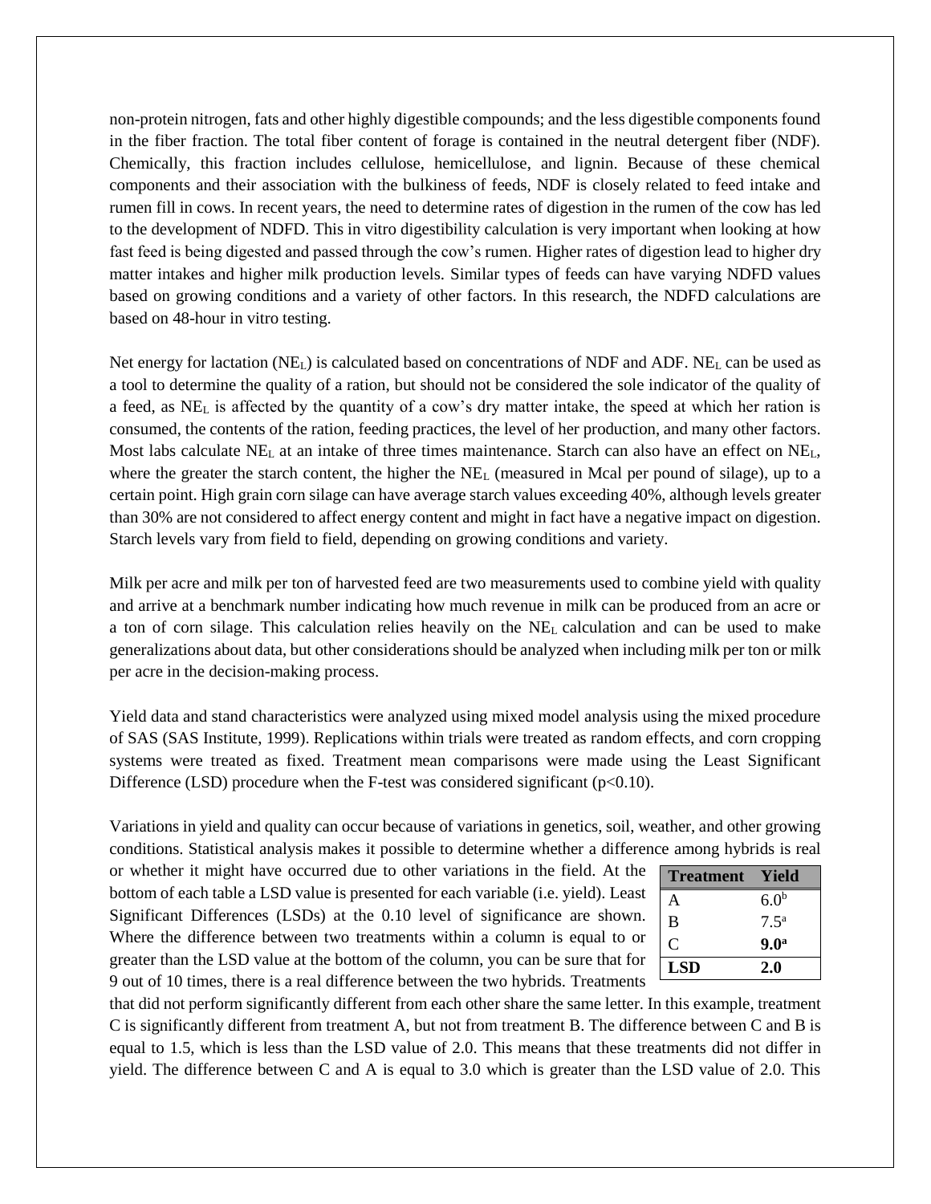non-protein nitrogen, fats and other highly digestible compounds; and the less digestible components found in the fiber fraction. The total fiber content of forage is contained in the neutral detergent fiber (NDF). Chemically, this fraction includes cellulose, hemicellulose, and lignin. Because of these chemical components and their association with the bulkiness of feeds, NDF is closely related to feed intake and rumen fill in cows. In recent years, the need to determine rates of digestion in the rumen of the cow has led to the development of NDFD. This in vitro digestibility calculation is very important when looking at how fast feed is being digested and passed through the cow's rumen. Higher rates of digestion lead to higher dry matter intakes and higher milk production levels. Similar types of feeds can have varying NDFD values based on growing conditions and a variety of other factors. In this research, the NDFD calculations are based on 48-hour in vitro testing.

Net energy for lactation ($NE_L$) is calculated based on concentrations of NDF and ADF. $NE_L$ can be used as a tool to determine the quality of a ration, but should not be considered the sole indicator of the quality of a feed, as $NE_L$ is affected by the quantity of a cow's dry matter intake, the speed at which her ration is consumed, the contents of the ration, feeding practices, the level of her production, and many other factors. Most labs calculate $NE_L$ at an intake of three times maintenance. Starch can also have an effect on $NE_L$, where the greater the starch content, the higher the $NE_L$ (measured in Mcal per pound of silage), up to a certain point. High grain corn silage can have average starch values exceeding 40%, although levels greater than 30% are not considered to affect energy content and might in fact have a negative impact on digestion. Starch levels vary from field to field, depending on growing conditions and variety.

Milk per acre and milk per ton of harvested feed are two measurements used to combine yield with quality and arrive at a benchmark number indicating how much revenue in milk can be produced from an acre or a ton of corn silage. This calculation relies heavily on the $NE_L$ calculation and can be used to make generalizations about data, but other considerations should be analyzed when including milk per ton or milk per acre in the decision-making process.

Yield data and stand characteristics were analyzed using mixed model analysis using the mixed procedure of SAS (SAS Institute, 1999). Replications within trials were treated as random effects, and corn cropping systems were treated as fixed. Treatment mean comparisons were made using the Least Significant Difference (LSD) procedure when the F-test was considered significant ($p<0.10$).

Variations in yield and quality can occur because of variations in genetics, soil, weather, and other growing conditions. Statistical analysis makes it possible to determine whether a difference among hybrids is real or whether it might have occurred due to other variations in the field. At the bottom of each table a LSD value is presented for each variable (i.e. yield). Least Significant Differences (LSDs) at the 0.10 level of significance are shown. Where the difference between two treatments within a column is equal to or greater than the LSD value at the bottom of the column, you can be sure that for 9 out of 10 times, there is a real difference between the two hybrids. Treatments that did not perform significantly different from each other share the same letter. In this example, treatment C is significantly different from treatment A, but not from treatment B. The difference between C and B is equal to 1.5, which is less than the LSD value of 2.0. This means that these treatments did not differ in yield. The difference between C and A is equal to 3.0 which is greater than the LSD value of 2.0. This

| Treatment | Yield |
|---|---|
| A | 6.0[b] |
| B | 7.5[a] |
| C | **9.0[a]** |
| **LSD** | **2.0** |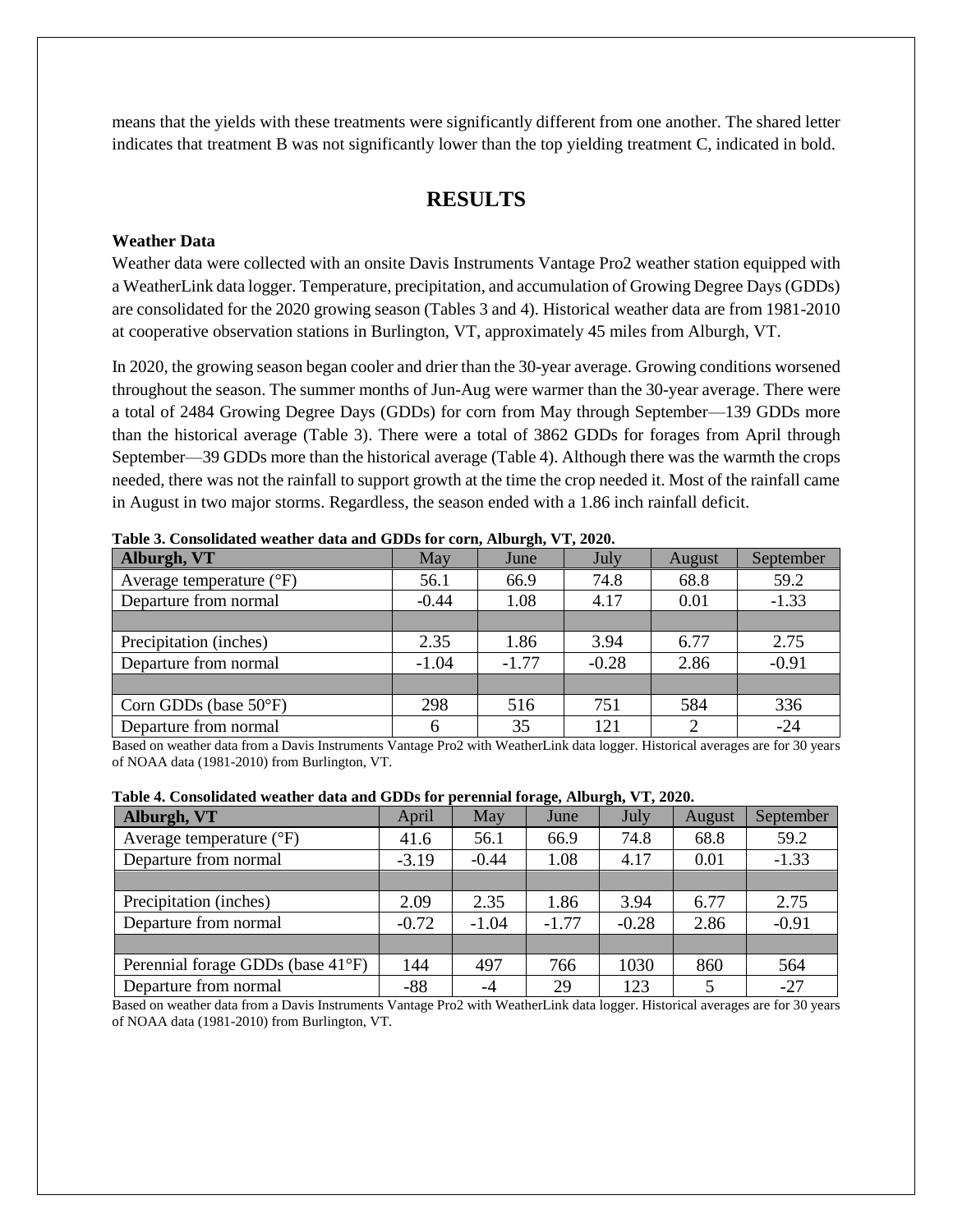means that the yields with these treatments were significantly different from one another. The shared letter indicates that treatment B was not significantly lower than the top yielding treatment C, indicated in bold.

# RESULTS

### Weather Data

Weather data were collected with an onsite Davis Instruments Vantage Pro2 weather station equipped with a WeatherLink data logger. Temperature, precipitation, and accumulation of Growing Degree Days (GDDs) are consolidated for the 2020 growing season (Tables 3 and 4). Historical weather data are from 1981-2010 at cooperative observation stations in Burlington, VT, approximately 45 miles from Alburgh, VT.

In 2020, the growing season began cooler and drier than the 30-year average. Growing conditions worsened throughout the season. The summer months of Jun-Aug were warmer than the 30-year average. There were a total of 2484 Growing Degree Days (GDDs) for corn from May through September—139 GDDs more than the historical average (Table 3). There were a total of 3862 GDDs for forages from April through September—39 GDDs more than the historical average (Table 4). Although there was the warmth the crops needed, there was not the rainfall to support growth at the time the crop needed it. Most of the rainfall came in August in two major storms. Regardless, the season ended with a 1.86 inch rainfall deficit.

**Table 3. Consolidated weather data and GDDs for corn, Alburgh, VT, 2020.**

| Alburgh, VT | May | June | July | August | September |
|---|---|---|---|---|---|
| Average temperature (°F) | 56.1 | 66.9 | 74.8 | 68.8 | 59.2 |
| Departure from normal | -0.44 | 1.08 | 4.17 | 0.01 | -1.33 |
| | | | | | |
| Precipitation (inches) | 2.35 | 1.86 | 3.94 | 6.77 | 2.75 |
| Departure from normal | -1.04 | -1.77 | -0.28 | 2.86 | -0.91 |
| | | | | | |
| Corn GDDs (base 50°F) | 298 | 516 | 751 | 584 | 336 |
| Departure from normal | 6 | 35 | 121 | 2 | -24 |

Based on weather data from a Davis Instruments Vantage Pro2 with WeatherLink data logger. Historical averages are for 30 years of NOAA data (1981-2010) from Burlington, VT.

**Table 4. Consolidated weather data and GDDs for perennial forage, Alburgh, VT, 2020.**

| Alburgh, VT | April | May | June | July | August | September |
|---|---|---|---|---|---|---|
| Average temperature (°F) | 41.6 | 56.1 | 66.9 | 74.8 | 68.8 | 59.2 |
| Departure from normal | -3.19 | -0.44 | 1.08 | 4.17 | 0.01 | -1.33 |
| | | | | | | |
| Precipitation (inches) | 2.09 | 2.35 | 1.86 | 3.94 | 6.77 | 2.75 |
| Departure from normal | -0.72 | -1.04 | -1.77 | -0.28 | 2.86 | -0.91 |
| | | | | | | |
| Perennial forage GDDs (base 41°F) | 144 | 497 | 766 | 1030 | 860 | 564 |
| Departure from normal | -88 | -4 | 29 | 123 | 5 | -27 |

Based on weather data from a Davis Instruments Vantage Pro2 with WeatherLink data logger. Historical averages are for 30 years of NOAA data (1981-2010) from Burlington, VT.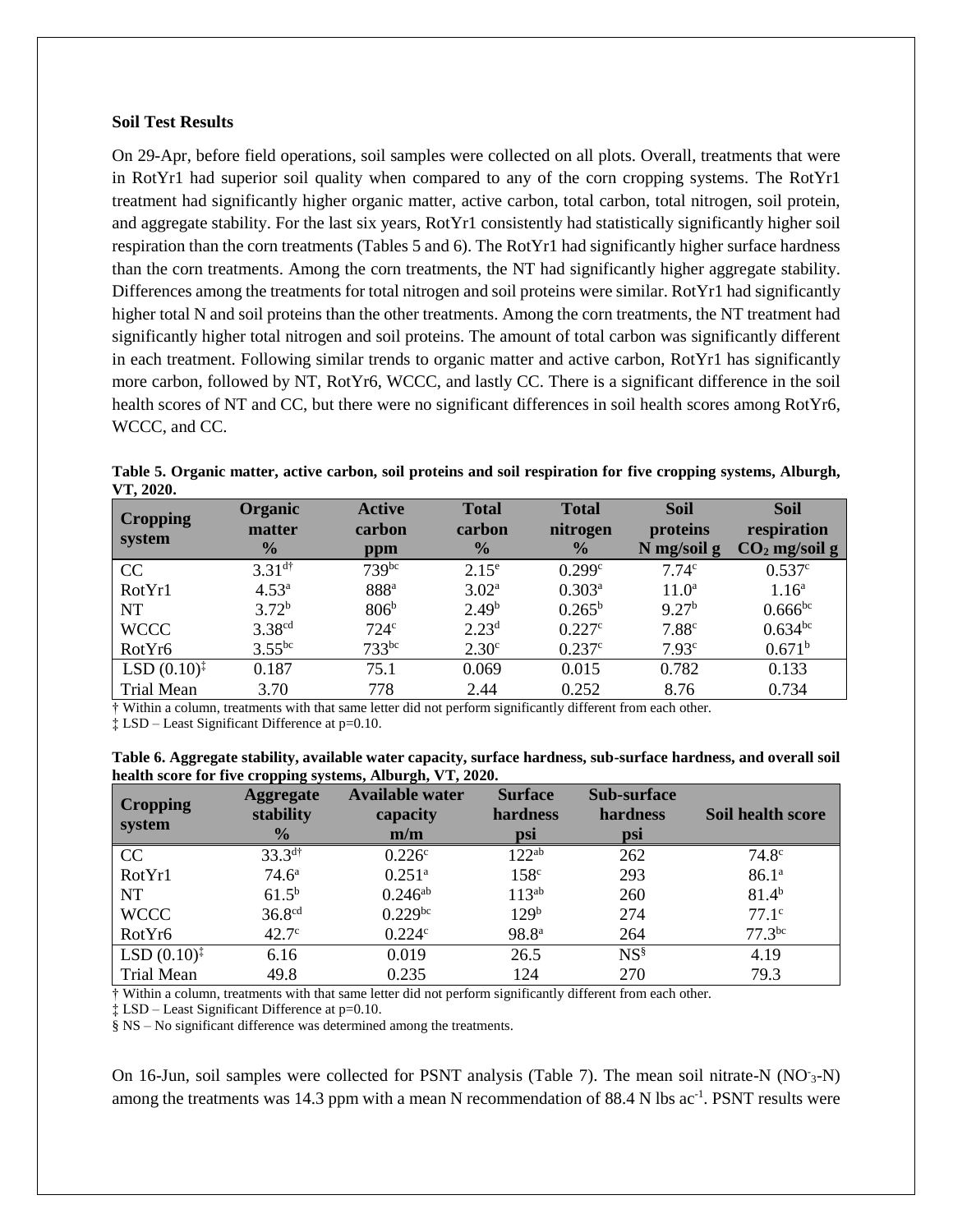### Soil Test Results

On 29-Apr, before field operations, soil samples were collected on all plots. Overall, treatments that were in RotYr1 had superior soil quality when compared to any of the corn cropping systems. The RotYr1 treatment had significantly higher organic matter, active carbon, total carbon, total nitrogen, soil protein, and aggregate stability. For the last six years, RotYr1 consistently had statistically significantly higher soil respiration than the corn treatments (Tables 5 and 6). The RotYr1 had significantly higher surface hardness than the corn treatments. Among the corn treatments, the NT had significantly higher aggregate stability. Differences among the treatments for total nitrogen and soil proteins were similar. RotYr1 had significantly higher total N and soil proteins than the other treatments. Among the corn treatments, the NT treatment had significantly higher total nitrogen and soil proteins. The amount of total carbon was significantly different in each treatment. Following similar trends to organic matter and active carbon, RotYr1 has significantly more carbon, followed by NT, RotYr6, WCCC, and lastly CC. There is a significant difference in the soil health scores of NT and CC, but there were no significant differences in soil health scores among RotYr6, WCCC, and CC.

**Table 5. Organic matter, active carbon, soil proteins and soil respiration for five cropping systems, Alburgh, VT, 2020.**

| Cropping system | Organic matter % | Active carbon ppm | Total carbon % | Total nitrogen % | Soil proteins N mg/soil g | Soil respiration $CO_2$ mg/soil g |
|---|---|---|---|---|---|---|
| CC | 3.31[d†] | 739[bc] | 2.15[e] | 0.299[c] | 7.74[c] | 0.537[c] |
| RotYr1 | 4.53[a] | 888[a] | 3.02[a] | 0.303[a] | 11.0[a] | 1.16[a] |
| NT | 3.72[b] | 806[b] | 2.49[b] | 0.265[b] | 9.27[b] | 0.666[bc] |
| WCCC | 3.38[cd] | 724[c] | 2.23[d] | 0.227[c] | 7.88[c] | 0.634[bc] |
| RotYr6 | 3.55[bc] | 733[bc] | 2.30[c] | 0.237[c] | 7.93[c] | 0.671[b] |
| LSD (0.10)[‡] | 0.187 | 75.1 | 0.069 | 0.015 | 0.782 | 0.133 |
| Trial Mean | 3.70 | 778 | 2.44 | 0.252 | 8.76 | 0.734 |

† Within a column, treatments with that same letter did not perform significantly different from each other.
‡ LSD – Least Significant Difference at p=0.10.

**Table 6. Aggregate stability, available water capacity, surface hardness, sub-surface hardness, and overall soil health score for five cropping systems, Alburgh, VT, 2020.**

| Cropping system | Aggregate stability % | Available water capacity m/m | Surface hardness psi | Sub-surface hardness psi | Soil health score |
|---|---|---|---|---|---|
| CC | 33.3[d†] | 0.226[c] | 122[ab] | 262 | 74.8[c] |
| RotYr1 | 74.6[a] | 0.251[a] | 158[c] | 293 | 86.1[a] |
| NT | 61.5[b] | 0.246[ab] | 113[ab] | 260 | 81.4[b] |
| WCCC | 36.8[cd] | 0.229[bc] | 129[b] | 274 | 77.1[c] |
| RotYr6 | 42.7[c] | 0.224[c] | 98.8[a] | 264 | 77.3[bc] |
| LSD (0.10)[‡] | 6.16 | 0.019 | 26.5 | NS[§] | 4.19 |
| Trial Mean | 49.8 | 0.235 | 124 | 270 | 79.3 |

† Within a column, treatments with that same letter did not perform significantly different from each other.
‡ LSD – Least Significant Difference at p=0.10.
§ NS – No significant difference was determined among the treatments.

On 16-Jun, soil samples were collected for PSNT analysis (Table 7). The mean soil nitrate-N ($NO^-_3$-N) among the treatments was 14.3 ppm with a mean N recommendation of 88.4 N lbs ac$^{-1}$. PSNT results were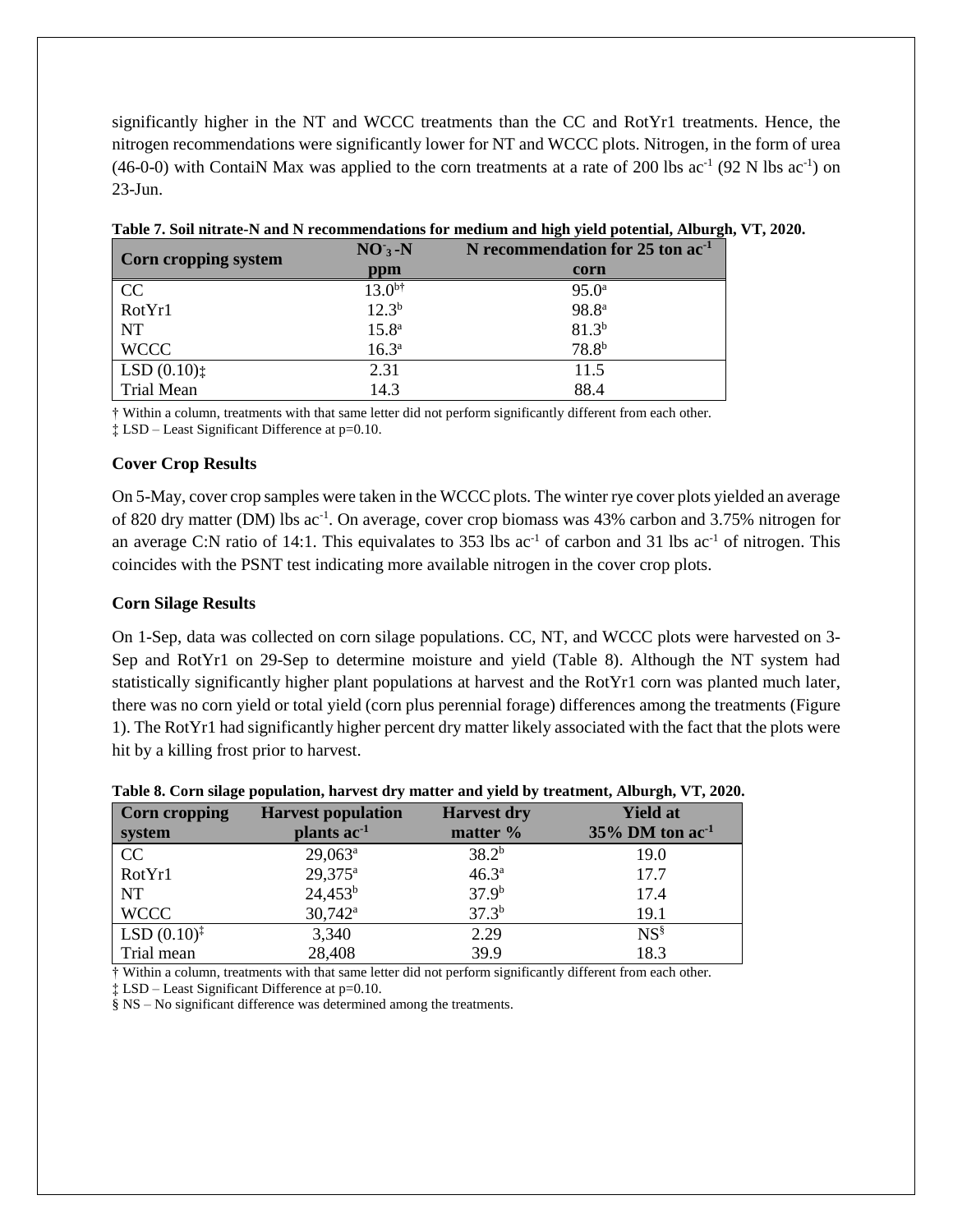significantly higher in the NT and WCCC treatments than the CC and RotYr1 treatments. Hence, the nitrogen recommendations were significantly lower for NT and WCCC plots. Nitrogen, in the form of urea (46-0-0) with ContaiN Max was applied to the corn treatments at a rate of 200 lbs ac$^{-1}$ (92 N lbs ac$^{-1}$) on 23-Jun.

**Table 7. Soil nitrate-N and N recommendations for medium and high yield potential, Alburgh, VT, 2020.**

| Corn cropping system | $NO_3^-$-N ppm | N recommendation for 25 ton ac$^{-1}$ corn |
|---|---|---|
| CC | 13.0[b†] | 95.0[a] |
| RotYr1 | 12.3[b] | 98.8[a] |
| NT | 15.8[a] | 81.3[b] |
| WCCC | 16.3[a] | 78.8[b] |
| LSD (0.10)‡ | 2.31 | 11.5 |
| Trial Mean | 14.3 | 88.4 |

† Within a column, treatments with that same letter did not perform significantly different from each other.
‡ LSD – Least Significant Difference at p=0.10.

### Cover Crop Results

On 5-May, cover crop samples were taken in the WCCC plots. The winter rye cover plots yielded an average of 820 dry matter (DM) lbs ac$^{-1}$. On average, cover crop biomass was 43% carbon and 3.75% nitrogen for an average C:N ratio of 14:1. This equivalates to 353 lbs ac$^{-1}$ of carbon and 31 lbs ac$^{-1}$ of nitrogen. This coincides with the PSNT test indicating more available nitrogen in the cover crop plots.

### Corn Silage Results

On 1-Sep, data was collected on corn silage populations. CC, NT, and WCCC plots were harvested on 3-Sep and RotYr1 on 29-Sep to determine moisture and yield (Table 8). Although the NT system had statistically significantly higher plant populations at harvest and the RotYr1 corn was planted much later, there was no corn yield or total yield (corn plus perennial forage) differences among the treatments (Figure 1). The RotYr1 had significantly higher percent dry matter likely associated with the fact that the plots were hit by a killing frost prior to harvest.

**Table 8. Corn silage population, harvest dry matter and yield by treatment, Alburgh, VT, 2020.**

| Corn cropping system | Harvest population plants ac$^{-1}$ | Harvest dry matter % | Yield at 35% DM ton ac$^{-1}$ |
|---|---|---|---|
| CC | 29,063[a] | 38.2[b] | 19.0 |
| RotYr1 | 29,375[a] | 46.3[a] | 17.7 |
| NT | 24,453[b] | 37.9[b] | 17.4 |
| WCCC | 30,742[a] | 37.3[b] | 19.1 |
| LSD (0.10)‡ | 3,340 | 2.29 | NS§ |
| Trial mean | 28,408 | 39.9 | 18.3 |

† Within a column, treatments with that same letter did not perform significantly different from each other.
‡ LSD – Least Significant Difference at p=0.10.
§ NS – No significant difference was determined among the treatments.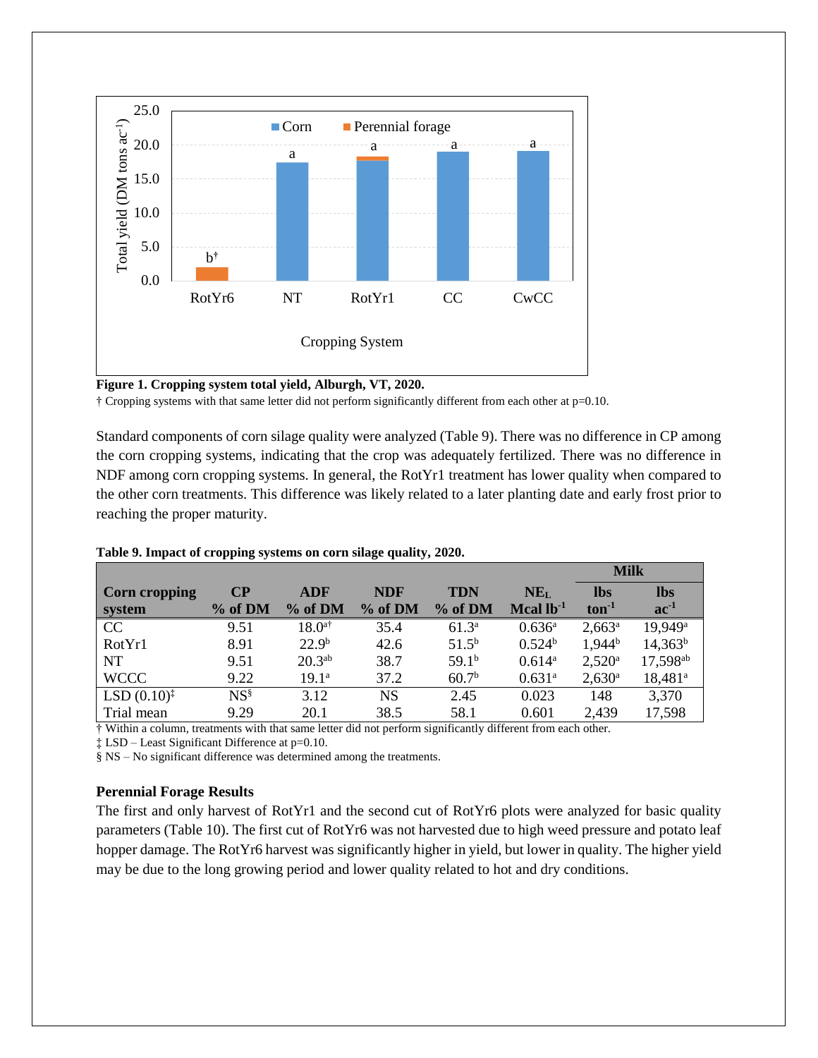**Figure 1. Cropping system total yield, Alburgh, VT, 2020.**

† Cropping systems with that same letter did not perform significantly different from each other at p=0.10.

Standard components of corn silage quality were analyzed (Table 9). There was no difference in CP among the corn cropping systems, indicating that the crop was adequately fertilized. There was no difference in NDF among corn cropping systems. In general, the RotYr1 treatment has lower quality when compared to the other corn treatments. This difference was likely related to a later planting date and early frost prior to reaching the proper maturity.

**Table 9. Impact of cropping systems on corn silage quality, 2020.**

| Corn cropping system | CP % of DM | ADF % of DM | NDF % of DM | TDN % of DM | $NE_L$ Mcal $lb^{-1}$ | Milk lbs $ton^{-1}$ | Milk lbs $ac^{-1}$ |
|---|---|---|---|---|---|---|---|
| CC | 9.51 | 18.0[a†] | 35.4 | 61.3[a] | 0.636[a] | 2,663[a] | 19,949[a] |
| RotYr1 | 8.91 | 22.9[b] | 42.6 | 51.5[b] | 0.524[b] | 1,944[b] | 14,363[b] |
| NT | 9.51 | 20.3[ab] | 38.7 | 59.1[b] | 0.614[a] | 2,520[a] | 17,598[ab] |
| WCCC | 9.22 | 19.1[a] | 37.2 | 60.7[b] | 0.631[a] | 2,630[a] | 18,481[a] |
| LSD (0.10)[‡] | NS[§] | 3.12 | NS | 2.45 | 0.023 | 148 | 3,370 |
| Trial mean | 9.29 | 20.1 | 38.5 | 58.1 | 0.601 | 2,439 | 17,598 |

† Within a column, treatments with that same letter did not perform significantly different from each other.
‡ LSD – Least Significant Difference at p=0.10.
§ NS – No significant difference was determined among the treatments.

### Perennial Forage Results

The first and only harvest of RotYr1 and the second cut of RotYr6 plots were analyzed for basic quality parameters (Table 10). The first cut of RotYr6 was not harvested due to high weed pressure and potato leaf hopper damage. The RotYr6 harvest was significantly higher in yield, but lower in quality. The higher yield may be due to the long growing period and lower quality related to hot and dry conditions.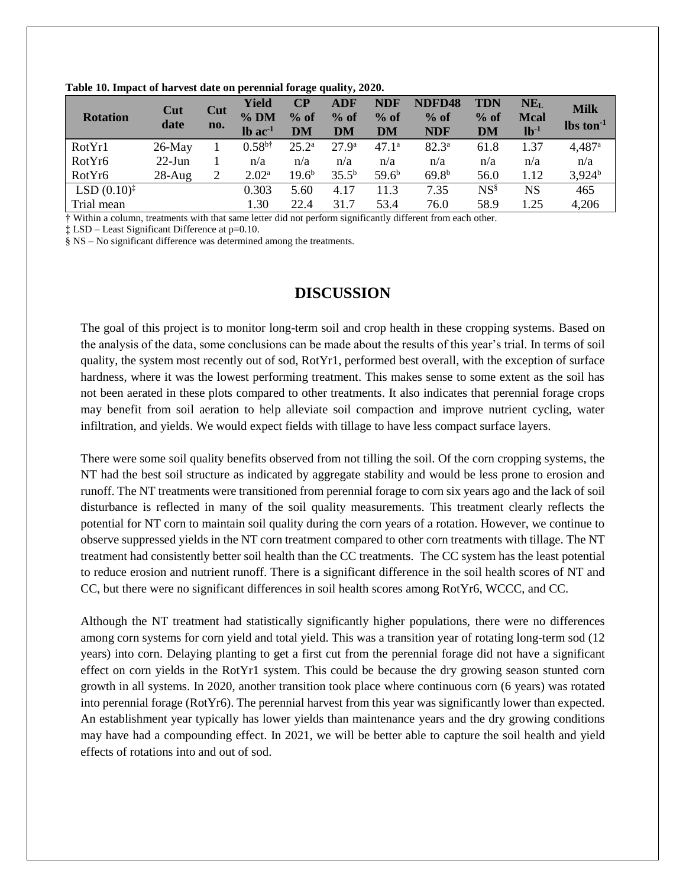**Table 10. Impact of harvest date on perennial forage quality, 2020.**

| Rotation | Cut date | Cut no. | Yield % DM lb ac$^{-1}$ | CP % of DM | ADF % of DM | NDF % of DM | NDFD48 % of NDF | TDN % of DM | NE$_L$ Mcal lb$^{-1}$ | Milk lbs ton$^{-1}$ |
|---|---|---|---|---|---|---|---|---|---|---|
| RotYr1 | 26-May | 1 | 0.58$^{b†}$ | 25.2$^a$ | 27.9$^a$ | 47.1$^a$ | 82.3$^a$ | 61.8 | 1.37 | 4,487$^a$ |
| RotYr6 | 22-Jun | 1 | n/a | n/a | n/a | n/a | n/a | n/a | n/a | n/a |
| RotYr6 | 28-Aug | 2 | 2.02$^a$ | 19.6$^b$ | 35.5$^b$ | 59.6$^b$ | 69.8$^b$ | 56.0 | 1.12 | 3,924$^b$ |
| LSD (0.10)‡ | | | 0.303 | 5.60 | 4.17 | 11.3 | 7.35 | NS§ | NS | 465 |
| Trial mean | | | 1.30 | 22.4 | 31.7 | 53.4 | 76.0 | 58.9 | 1.25 | 4,206 |

† Within a column, treatments with that same letter did not perform significantly different from each other.
‡ LSD – Least Significant Difference at p=0.10.
§ NS – No significant difference was determined among the treatments.

## DISCUSSION

The goal of this project is to monitor long-term soil and crop health in these cropping systems. Based on the analysis of the data, some conclusions can be made about the results of this year's trial. In terms of soil quality, the system most recently out of sod, RotYr1, performed best overall, with the exception of surface hardness, where it was the lowest performing treatment. This makes sense to some extent as the soil has not been aerated in these plots compared to other treatments. It also indicates that perennial forage crops may benefit from soil aeration to help alleviate soil compaction and improve nutrient cycling, water infiltration, and yields. We would expect fields with tillage to have less compact surface layers.

There were some soil quality benefits observed from not tilling the soil. Of the corn cropping systems, the NT had the best soil structure as indicated by aggregate stability and would be less prone to erosion and runoff. The NT treatments were transitioned from perennial forage to corn six years ago and the lack of soil disturbance is reflected in many of the soil quality measurements. This treatment clearly reflects the potential for NT corn to maintain soil quality during the corn years of a rotation. However, we continue to observe suppressed yields in the NT corn treatment compared to other corn treatments with tillage. The NT treatment had consistently better soil health than the CC treatments. The CC system has the least potential to reduce erosion and nutrient runoff. There is a significant difference in the soil health scores of NT and CC, but there were no significant differences in soil health scores among RotYr6, WCCC, and CC.

Although the NT treatment had statistically significantly higher populations, there were no differences among corn systems for corn yield and total yield. This was a transition year of rotating long-term sod (12 years) into corn. Delaying planting to get a first cut from the perennial forage did not have a significant effect on corn yields in the RotYr1 system. This could be because the dry growing season stunted corn growth in all systems. In 2020, another transition took place where continuous corn (6 years) was rotated into perennial forage (RotYr6). The perennial harvest from this year was significantly lower than expected. An establishment year typically has lower yields than maintenance years and the dry growing conditions may have had a compounding effect. In 2021, we will be better able to capture the soil health and yield effects of rotations into and out of sod.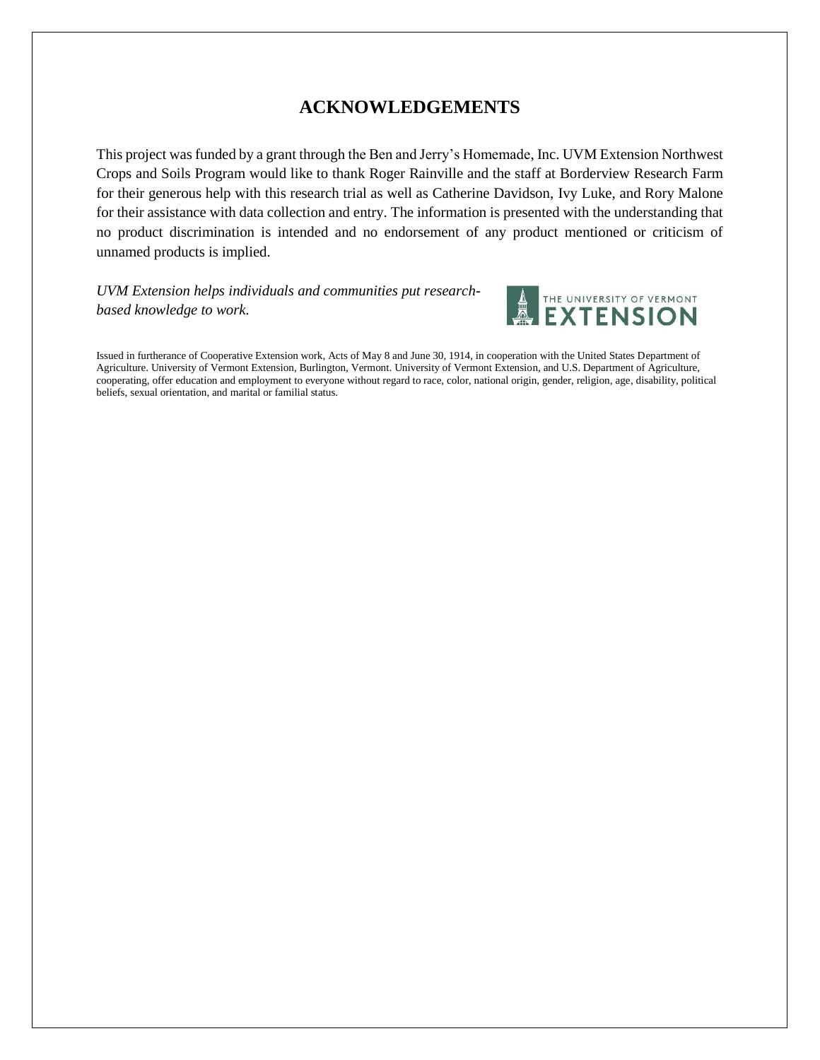## ACKNOWLEDGEMENTS

This project was funded by a grant through the Ben and Jerry's Homemade, Inc. UVM Extension Northwest Crops and Soils Program would like to thank Roger Rainville and the staff at Borderview Research Farm for their generous help with this research trial as well as Catherine Davidson, Ivy Luke, and Rory Malone for their assistance with data collection and entry. The information is presented with the understanding that no product discrimination is intended and no endorsement of any product mentioned or criticism of unnamed products is implied.

*UVM Extension helps individuals and communities put research-based knowledge to work.*

THE UNIVERSITY OF VERMONT EXTENSION

Issued in furtherance of Cooperative Extension work, Acts of May 8 and June 30, 1914, in cooperation with the United States Department of Agriculture. University of Vermont Extension, Burlington, Vermont. University of Vermont Extension, and U.S. Department of Agriculture, cooperating, offer education and employment to everyone without regard to race, color, national origin, gender, religion, age, disability, political beliefs, sexual orientation, and marital or familial status.